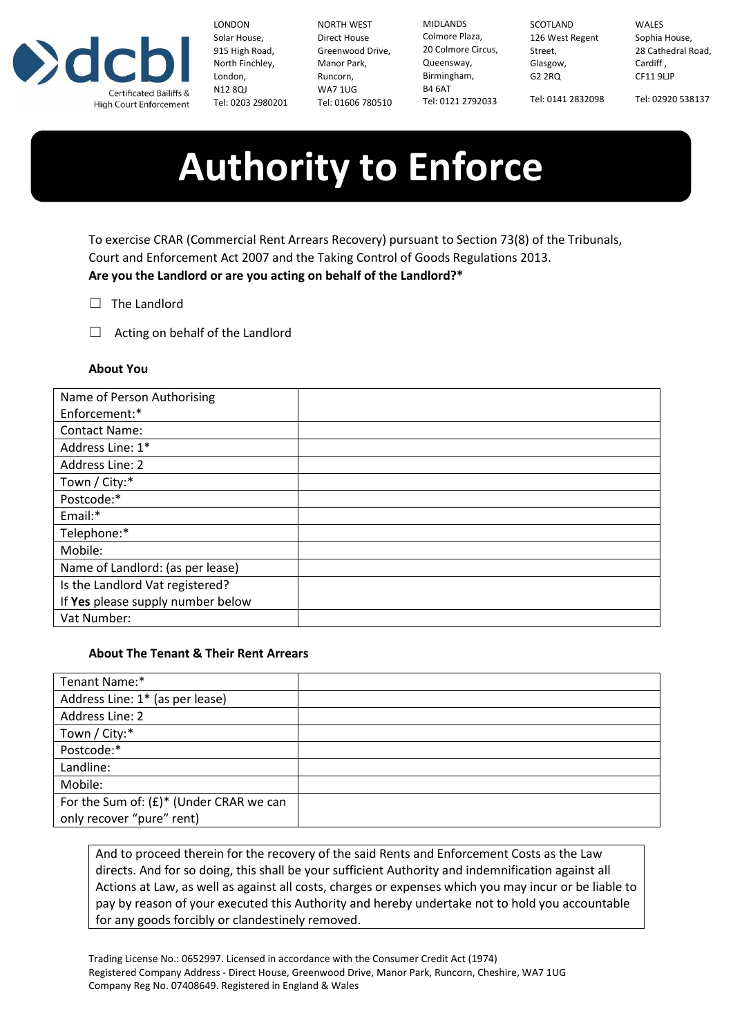dcbl

Certificated Bailiffs & High Court Enforcement

LONDON
Solar House,
915 High Road,
North Finchley,
London,
N12 8QJ
Tel: 0203 2980201

NORTH WEST
Direct House
Greenwood Drive,
Manor Park,
Runcorn,
WA7 1UG
Tel: 01606 780510

MIDLANDS
Colmore Plaza,
20 Colmore Circus,
Queensway,
Birmingham,
B4 6AT
Tel: 0121 2792033

SCOTLAND
126 West Regent Street,
Glasgow,
G2 2RQ
Tel: 0141 2832098

WALES
Sophia House,
28 Cathedral Road,
Cardiff ,
CF11 9LJP
Tel: 02920 538137

# Authority to Enforce

To exercise CRAR (Commercial Rent Arrears Recovery) pursuant to Section 73(8) of the Tribunals, Court and Enforcement Act 2007 and the Taking Control of Goods Regulations 2013.

**Are you the Landlord or are you acting on behalf of the Landlord?***

☐ The Landlord

☐ Acting on behalf of the Landlord

### About You

| Name of Person Authorising Enforcement:* | |
|---|---|
| Contact Name: | |
| Address Line: 1* | |
| Address Line: 2 | |
| Town / City:* | |
| Postcode:* | |
| Email:* | |
| Telephone:* | |
| Mobile: | |
| Name of Landlord: (as per lease) | |
| Is the Landlord Vat registered? If **Yes** please supply number below | |
| Vat Number: | |

### About The Tenant & Their Rent Arrears

| Tenant Name:* | |
|---|---|
| Address Line: 1* (as per lease) | |
| Address Line: 2 | |
| Town / City:* | |
| Postcode:* | |
| Landline: | |
| Mobile: | |
| For the Sum of: (£)* (Under CRAR we can only recover "pure" rent) | |

And to proceed therein for the recovery of the said Rents and Enforcement Costs as the Law directs. And for so doing, this shall be your sufficient Authority and indemnification against all Actions at Law, as well as against all costs, charges or expenses which you may incur or be liable to pay by reason of your executed this Authority and hereby undertake not to hold you accountable for any goods forcibly or clandestinely removed.

Trading License No.: 0652997. Licensed in accordance with the Consumer Credit Act (1974)
Registered Company Address - Direct House, Greenwood Drive, Manor Park, Runcorn, Cheshire, WA7 1UG
Company Reg No. 07408649. Registered in England & Wales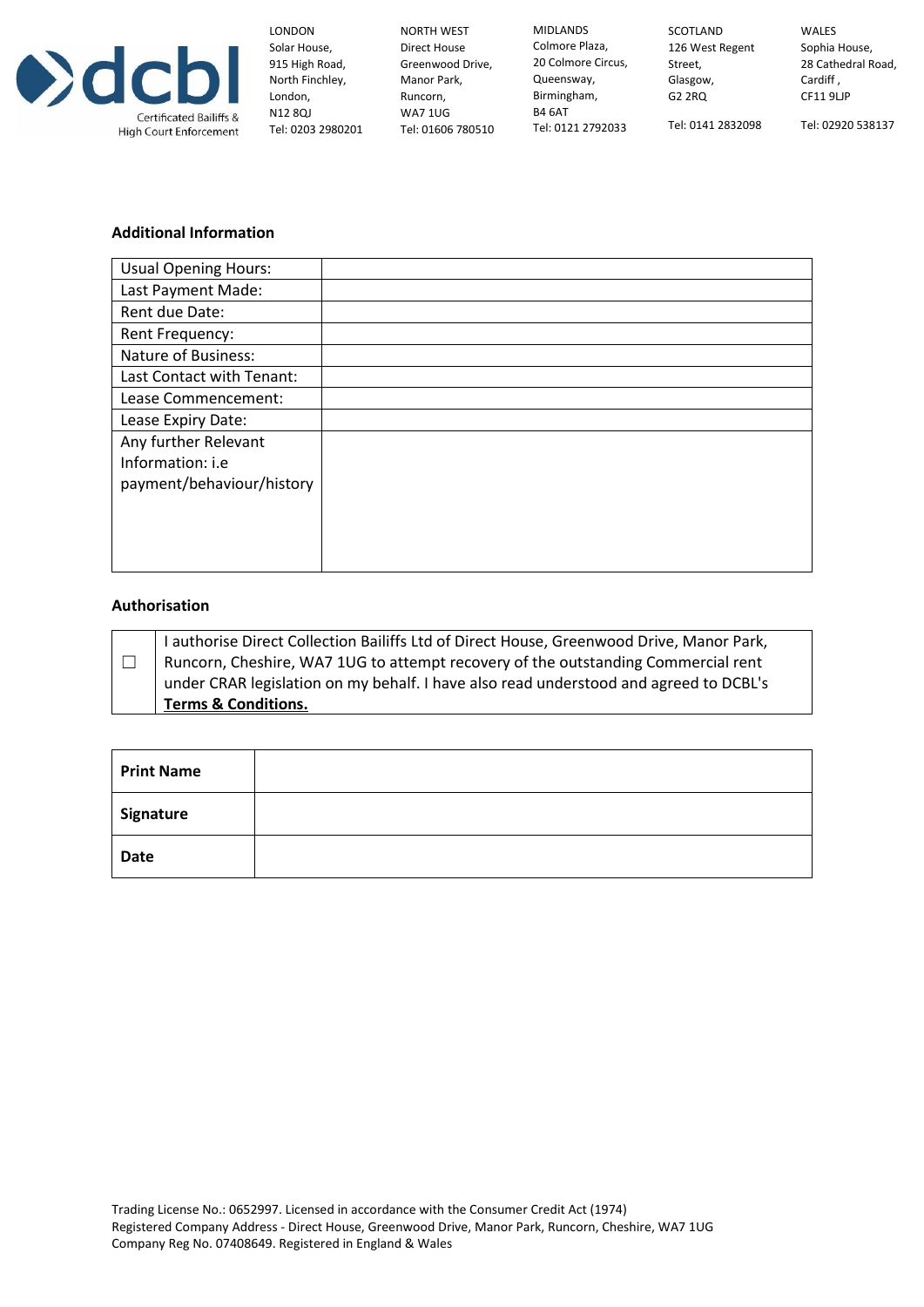LONDON
Solar House,
915 High Road,
North Finchley,
London,
N12 8QJ
Tel: 0203 2980201

NORTH WEST
Direct House
Greenwood Drive,
Manor Park,
Runcorn,
WA7 1UG
Tel: 01606 780510

MIDLANDS
Colmore Plaza,
20 Colmore Circus,
Queensway,
Birmingham,
B4 6AT
Tel: 0121 2792033

SCOTLAND
126 West Regent
Street,
Glasgow,
G2 2RQ
Tel: 0141 2832098

WALES
Sophia House,
28 Cathedral Road,
Cardiff ,
CF11 9LJP
Tel: 02920 538137

### Additional Information

| | |
|---|---|
| Usual Opening Hours: | |
| Last Payment Made: | |
| Rent due Date: | |
| Rent Frequency: | |
| Nature of Business: | |
| Last Contact with Tenant: | |
| Lease Commencement: | |
| Lease Expiry Date: | |
| Any further Relevant Information: i.e payment/behaviour/history | |

### Authorisation

| | |
|---|---|
| ☐ | I authorise Direct Collection Bailiffs Ltd of Direct House, Greenwood Drive, Manor Park, Runcorn, Cheshire, WA7 1UG to attempt recovery of the outstanding Commercial rent under CRAR legislation on my behalf. I have also read understood and agreed to DCBL's **Terms & Conditions.** |

| | |
|---|---|
| **Print Name** | |
| **Signature** | |
| **Date** | |

Trading License No.: 0652997. Licensed in accordance with the Consumer Credit Act (1974)
Registered Company Address - Direct House, Greenwood Drive, Manor Park, Runcorn, Cheshire, WA7 1UG
Company Reg No. 07408649. Registered in England & Wales